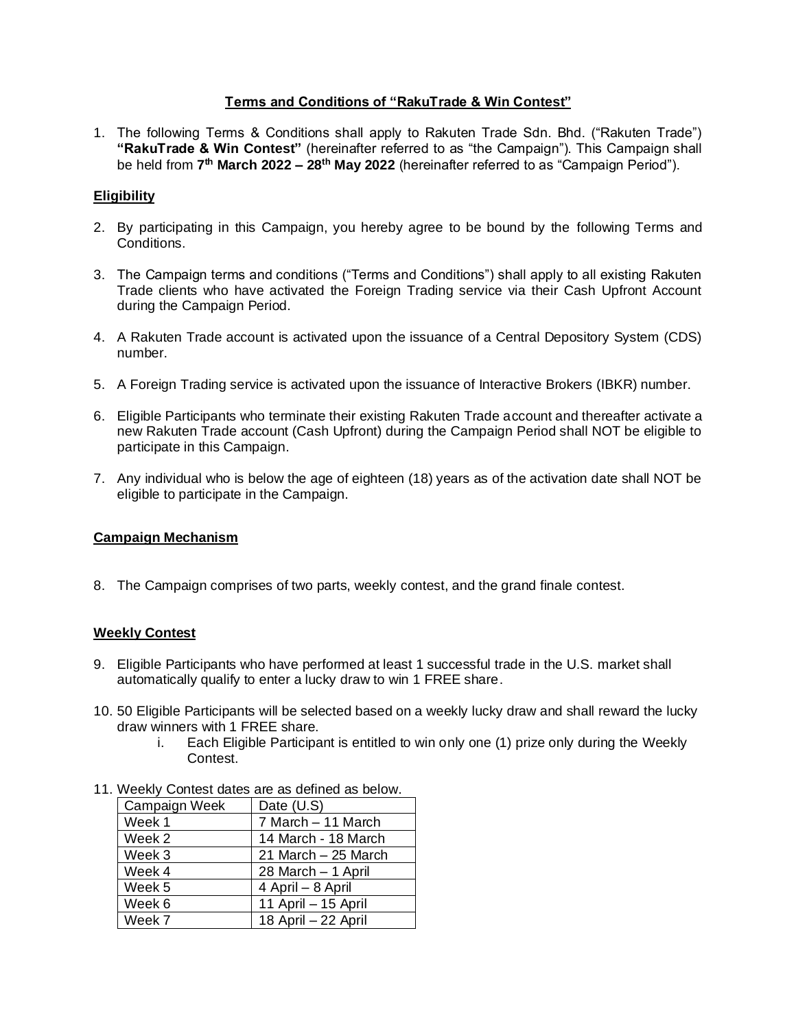## Terms and Conditions of "RakuTrade & Win Contest"

1. The following Terms & Conditions shall apply to Rakuten Trade Sdn. Bhd. ("Rakuten Trade") **"RakuTrade & Win Contest"** (hereinafter referred to as "the Campaign"). This Campaign shall be held from **7th March 2022 – 28th May 2022** (hereinafter referred to as "Campaign Period").

### Eligibility

2. By participating in this Campaign, you hereby agree to be bound by the following Terms and Conditions.

3. The Campaign terms and conditions ("Terms and Conditions") shall apply to all existing Rakuten Trade clients who have activated the Foreign Trading service via their Cash Upfront Account during the Campaign Period.

4. A Rakuten Trade account is activated upon the issuance of a Central Depository System (CDS) number.

5. A Foreign Trading service is activated upon the issuance of Interactive Brokers (IBKR) number.

6. Eligible Participants who terminate their existing Rakuten Trade account and thereafter activate a new Rakuten Trade account (Cash Upfront) during the Campaign Period shall NOT be eligible to participate in this Campaign.

7. Any individual who is below the age of eighteen (18) years as of the activation date shall NOT be eligible to participate in the Campaign.

### Campaign Mechanism

8. The Campaign comprises of two parts, weekly contest, and the grand finale contest.

### Weekly Contest

9. Eligible Participants who have performed at least 1 successful trade in the U.S. market shall automatically qualify to enter a lucky draw to win 1 FREE share.

10. 50 Eligible Participants will be selected based on a weekly lucky draw and shall reward the lucky draw winners with 1 FREE share.
    i. Each Eligible Participant is entitled to win only one (1) prize only during the Weekly Contest.

11. Weekly Contest dates are as defined as below.

| Campaign Week | Date (U.S) |
|---|---|
| Week 1 | 7 March – 11 March |
| Week 2 | 14 March - 18 March |
| Week 3 | 21 March – 25 March |
| Week 4 | 28 March – 1 April |
| Week 5 | 4 April – 8 April |
| Week 6 | 11 April – 15 April |
| Week 7 | 18 April – 22 April |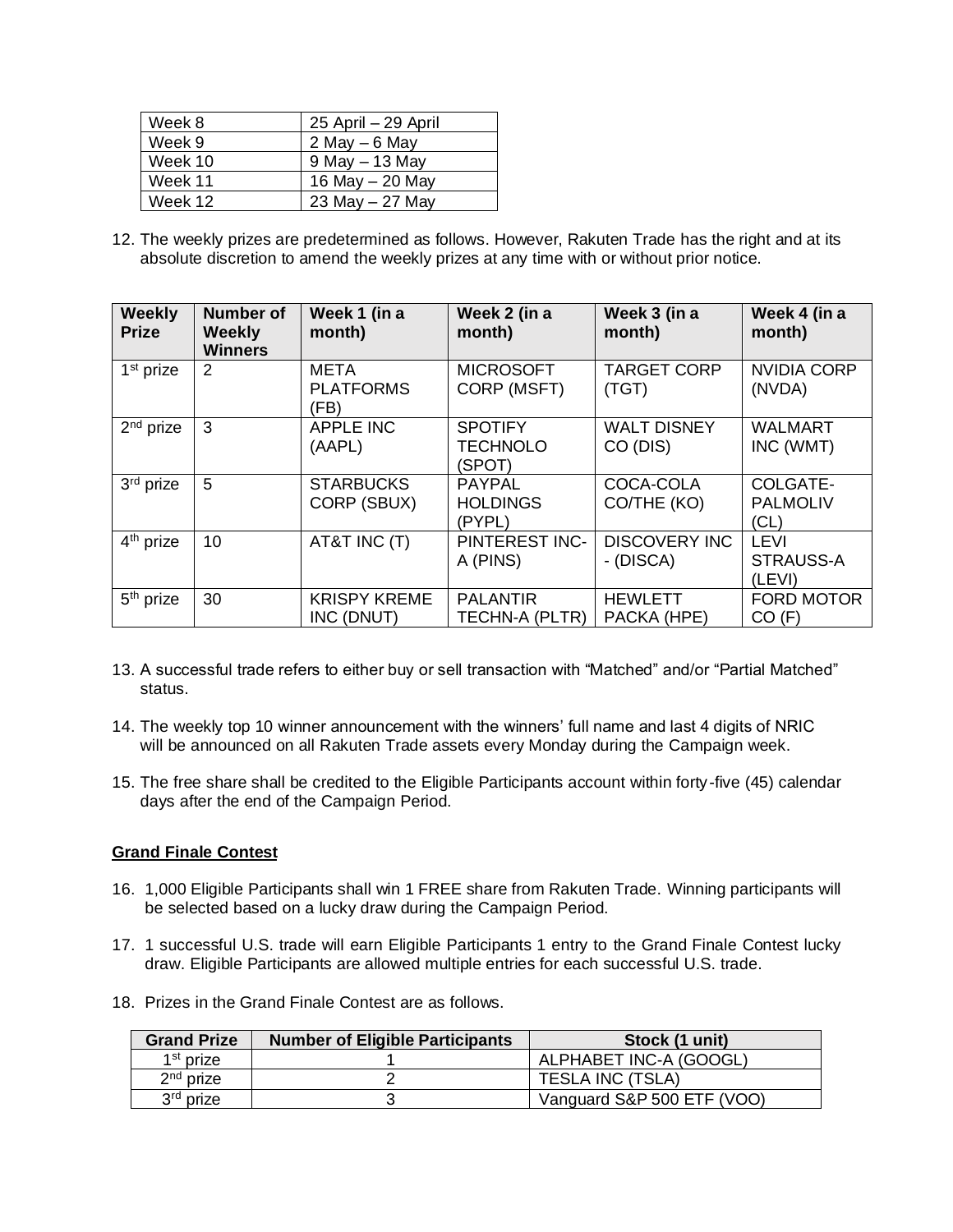| Week 8 | 25 April – 29 April |
| --- | --- |
| Week 9 | 2 May – 6 May |
| Week 10 | 9 May – 13 May |
| Week 11 | 16 May – 20 May |
| Week 12 | 23 May – 27 May |

12. The weekly prizes are predetermined as follows. However, Rakuten Trade has the right and at its absolute discretion to amend the weekly prizes at any time with or without prior notice.

| Weekly Prize | Number of Weekly Winners | Week 1 (in a month) | Week 2 (in a month) | Week 3 (in a month) | Week 4 (in a month) |
| --- | --- | --- | --- | --- | --- |
| 1st prize | 2 | META PLATFORMS (FB) | MICROSOFT CORP (MSFT) | TARGET CORP (TGT) | NVIDIA CORP (NVDA) |
| 2nd prize | 3 | APPLE INC (AAPL) | SPOTIFY TECHNOLO (SPOT) | WALT DISNEY CO (DIS) | WALMART INC (WMT) |
| 3rd prize | 5 | STARBUCKS CORP (SBUX) | PAYPAL HOLDINGS (PYPL) | COCA-COLA CO/THE (KO) | COLGATE-PALMOLIV (CL) |
| 4th prize | 10 | AT&T INC (T) | PINTEREST INC-A (PINS) | DISCOVERY INC - (DISCA) | LEVI STRAUSS-A (LEVI) |
| 5th prize | 30 | KRISPY KREME INC (DNUT) | PALANTIR TECHN-A (PLTR) | HEWLETT PACKA (HPE) | FORD MOTOR CO (F) |

13. A successful trade refers to either buy or sell transaction with "Matched" and/or "Partial Matched" status.

14. The weekly top 10 winner announcement with the winners' full name and last 4 digits of NRIC will be announced on all Rakuten Trade assets every Monday during the Campaign week.

15. The free share shall be credited to the Eligible Participants account within forty-five (45) calendar days after the end of the Campaign Period.

**Grand Finale Contest**

16. 1,000 Eligible Participants shall win 1 FREE share from Rakuten Trade. Winning participants will be selected based on a lucky draw during the Campaign Period.

17. 1 successful U.S. trade will earn Eligible Participants 1 entry to the Grand Finale Contest lucky draw. Eligible Participants are allowed multiple entries for each successful U.S. trade.

18. Prizes in the Grand Finale Contest are as follows.

| Grand Prize | Number of Eligible Participants | Stock (1 unit) |
| --- | --- | --- |
| 1st prize | 1 | ALPHABET INC-A (GOOGL) |
| 2nd prize | 2 | TESLA INC (TSLA) |
| 3rd prize | 3 | Vanguard S&P 500 ETF (VOO) |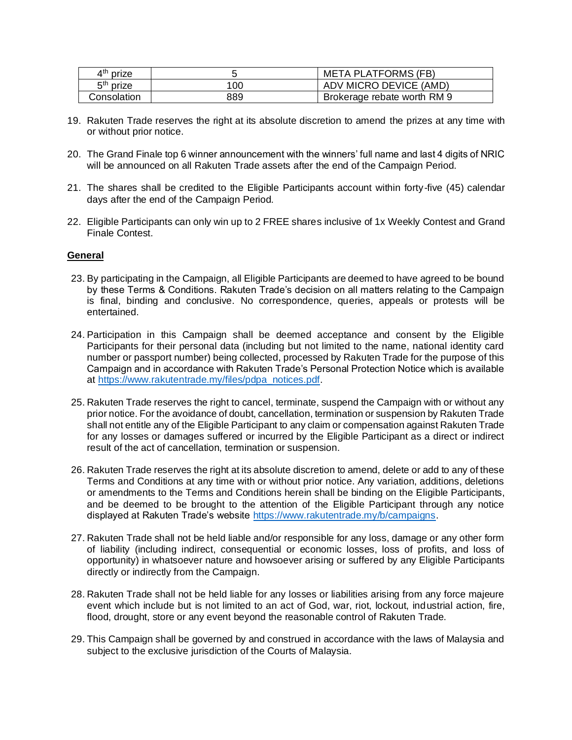| | | |
|---|---|---|
| 4th prize | 5 | META PLATFORMS (FB) |
| 5th prize | 100 | ADV MICRO DEVICE (AMD) |
| Consolation | 889 | Brokerage rebate worth RM 9 |

19. Rakuten Trade reserves the right at its absolute discretion to amend the prizes at any time with or without prior notice.

20. The Grand Finale top 6 winner announcement with the winners' full name and last 4 digits of NRIC will be announced on all Rakuten Trade assets after the end of the Campaign Period.

21. The shares shall be credited to the Eligible Participants account within forty-five (45) calendar days after the end of the Campaign Period.

22. Eligible Participants can only win up to 2 FREE shares inclusive of 1x Weekly Contest and Grand Finale Contest.

**General**

23. By participating in the Campaign, all Eligible Participants are deemed to have agreed to be bound by these Terms & Conditions. Rakuten Trade's decision on all matters relating to the Campaign is final, binding and conclusive. No correspondence, queries, appeals or protests will be entertained.

24. Participation in this Campaign shall be deemed acceptance and consent by the Eligible Participants for their personal data (including but not limited to the name, national identity card number or passport number) being collected, processed by Rakuten Trade for the purpose of this Campaign and in accordance with Rakuten Trade's Personal Protection Notice which is available at https://www.rakutentrade.my/files/pdpa_notices.pdf.

25. Rakuten Trade reserves the right to cancel, terminate, suspend the Campaign with or without any prior notice. For the avoidance of doubt, cancellation, termination or suspension by Rakuten Trade shall not entitle any of the Eligible Participant to any claim or compensation against Rakuten Trade for any losses or damages suffered or incurred by the Eligible Participant as a direct or indirect result of the act of cancellation, termination or suspension.

26. Rakuten Trade reserves the right at its absolute discretion to amend, delete or add to any of these Terms and Conditions at any time with or without prior notice. Any variation, additions, deletions or amendments to the Terms and Conditions herein shall be binding on the Eligible Participants, and be deemed to be brought to the attention of the Eligible Participant through any notice displayed at Rakuten Trade's website https://www.rakutentrade.my/b/campaigns.

27. Rakuten Trade shall not be held liable and/or responsible for any loss, damage or any other form of liability (including indirect, consequential or economic losses, loss of profits, and loss of opportunity) in whatsoever nature and howsoever arising or suffered by any Eligible Participants directly or indirectly from the Campaign.

28. Rakuten Trade shall not be held liable for any losses or liabilities arising from any force majeure event which include but is not limited to an act of God, war, riot, lockout, industrial action, fire, flood, drought, store or any event beyond the reasonable control of Rakuten Trade.

29. This Campaign shall be governed by and construed in accordance with the laws of Malaysia and subject to the exclusive jurisdiction of the Courts of Malaysia.